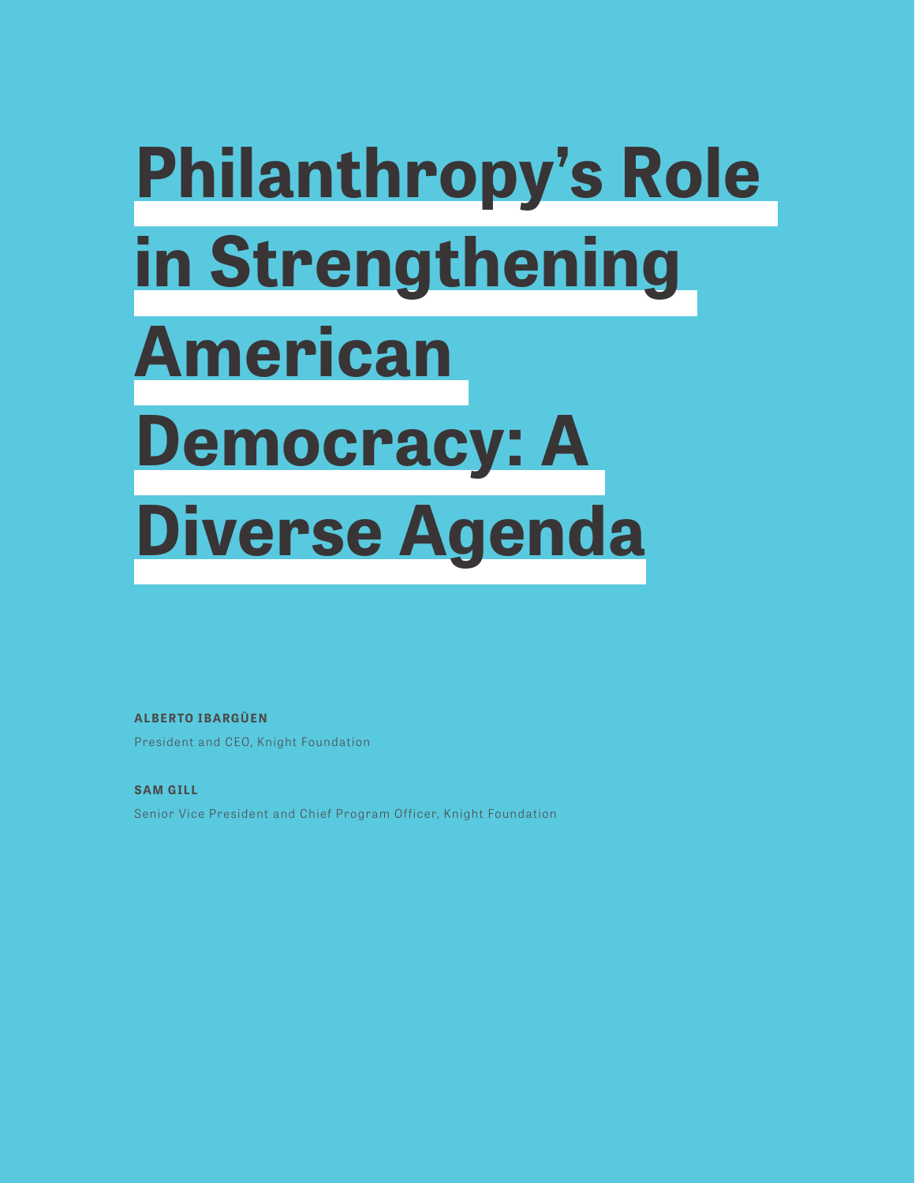# Philanthropy's Role in Strengthening American Democracy: A Diverse Agenda

**ALBERTO IBARGÜEN**

President and CEO, Knight Foundation

**SAM GILL**

Senior Vice President and Chief Program Officer, Knight Foundation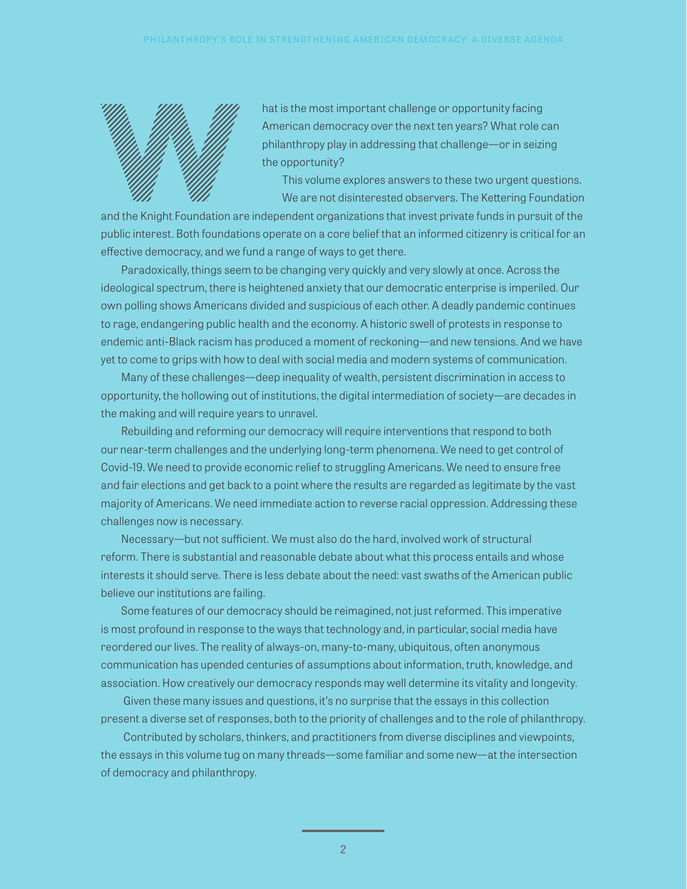What is the most important challenge or opportunity facing American democracy over the next ten years? What role can philanthropy play in addressing that challenge—or in seizing the opportunity?

This volume explores answers to these two urgent questions.

We are not disinterested observers. The Kettering Foundation and the Knight Foundation are independent organizations that invest private funds in pursuit of the public interest. Both foundations operate on a core belief that an informed citizenry is critical for an effective democracy, and we fund a range of ways to get there.

Paradoxically, things seem to be changing very quickly and very slowly at once. Across the ideological spectrum, there is heightened anxiety that our democratic enterprise is imperiled. Our own polling shows Americans divided and suspicious of each other. A deadly pandemic continues to rage, endangering public health and the economy. A historic swell of protests in response to endemic anti-Black racism has produced a moment of reckoning—and new tensions. And we have yet to come to grips with how to deal with social media and modern systems of communication.

Many of these challenges—deep inequality of wealth, persistent discrimination in access to opportunity, the hollowing out of institutions, the digital intermediation of society—are decades in the making and will require years to unravel.

Rebuilding and reforming our democracy will require interventions that respond to both our near-term challenges and the underlying long-term phenomena. We need to get control of Covid-19. We need to provide economic relief to struggling Americans. We need to ensure free and fair elections and get back to a point where the results are regarded as legitimate by the vast majority of Americans. We need immediate action to reverse racial oppression. Addressing these challenges now is necessary.

Necessary—but not sufficient. We must also do the hard, involved work of structural reform. There is substantial and reasonable debate about what this process entails and whose interests it should serve. There is less debate about the need: vast swaths of the American public believe our institutions are failing.

Some features of our democracy should be reimagined, not just reformed. This imperative is most profound in response to the ways that technology and, in particular, social media have reordered our lives. The reality of always-on, many-to-many, ubiquitous, often anonymous communication has upended centuries of assumptions about information, truth, knowledge, and association. How creatively our democracy responds may well determine its vitality and longevity.

Given these many issues and questions, it's no surprise that the essays in this collection present a diverse set of responses, both to the priority of challenges and to the role of philanthropy.

Contributed by scholars, thinkers, and practitioners from diverse disciplines and viewpoints, the essays in this volume tug on many threads—some familiar and some new—at the intersection of democracy and philanthropy.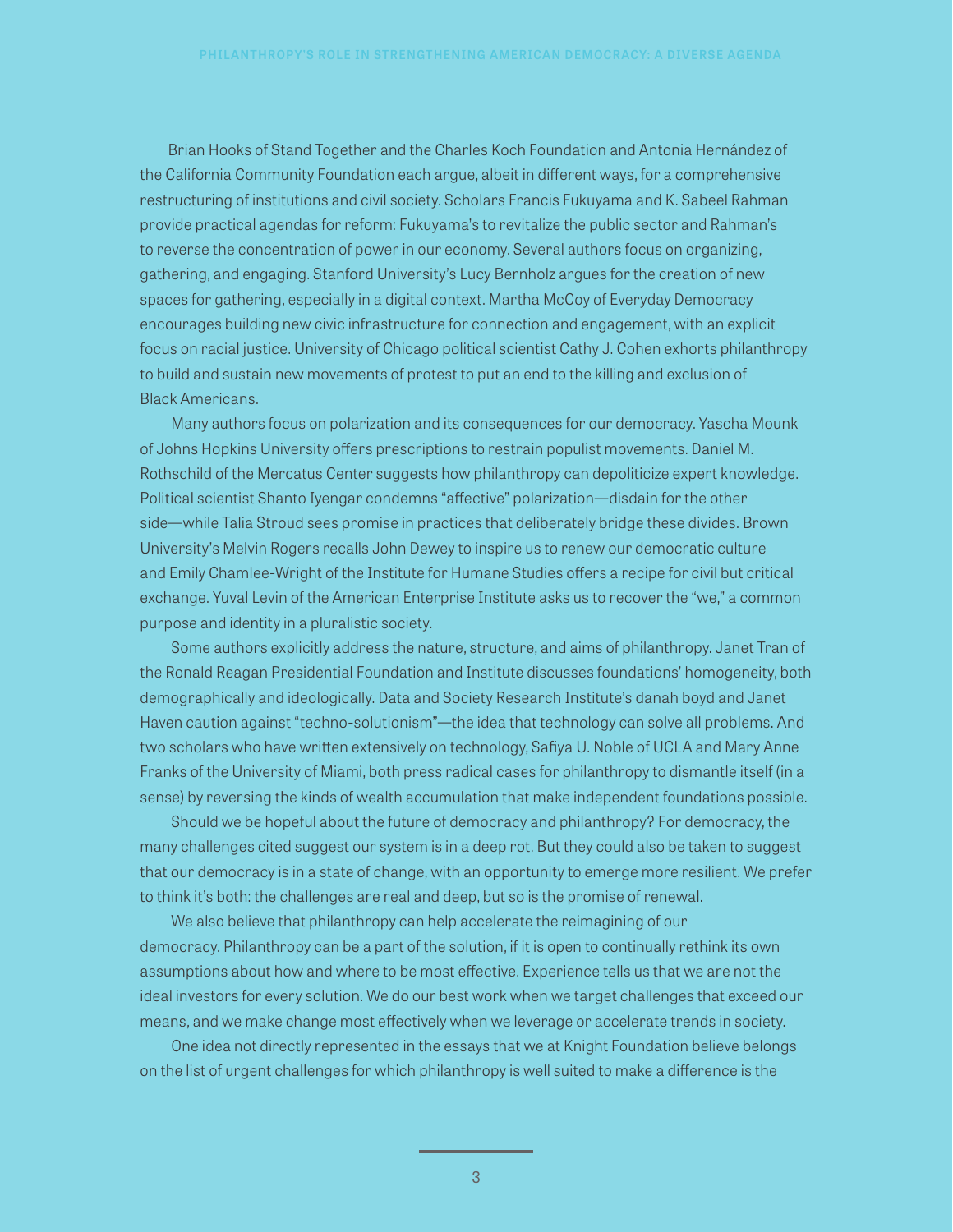Brian Hooks of Stand Together and the Charles Koch Foundation and Antonia Hernández of the California Community Foundation each argue, albeit in different ways, for a comprehensive restructuring of institutions and civil society. Scholars Francis Fukuyama and K. Sabeel Rahman provide practical agendas for reform: Fukuyama's to revitalize the public sector and Rahman's to reverse the concentration of power in our economy. Several authors focus on organizing, gathering, and engaging. Stanford University's Lucy Bernholz argues for the creation of new spaces for gathering, especially in a digital context. Martha McCoy of Everyday Democracy encourages building new civic infrastructure for connection and engagement, with an explicit focus on racial justice. University of Chicago political scientist Cathy J. Cohen exhorts philanthropy to build and sustain new movements of protest to put an end to the killing and exclusion of Black Americans.

Many authors focus on polarization and its consequences for our democracy. Yascha Mounk of Johns Hopkins University offers prescriptions to restrain populist movements. Daniel M. Rothschild of the Mercatus Center suggests how philanthropy can depoliticize expert knowledge. Political scientist Shanto Iyengar condemns "affective" polarization—disdain for the other side—while Talia Stroud sees promise in practices that deliberately bridge these divides. Brown University's Melvin Rogers recalls John Dewey to inspire us to renew our democratic culture and Emily Chamlee-Wright of the Institute for Humane Studies offers a recipe for civil but critical exchange. Yuval Levin of the American Enterprise Institute asks us to recover the "we," a common purpose and identity in a pluralistic society.

Some authors explicitly address the nature, structure, and aims of philanthropy. Janet Tran of the Ronald Reagan Presidential Foundation and Institute discusses foundations' homogeneity, both demographically and ideologically. Data and Society Research Institute's danah boyd and Janet Haven caution against "techno-solutionism"—the idea that technology can solve all problems. And two scholars who have written extensively on technology, Safiya U. Noble of UCLA and Mary Anne Franks of the University of Miami, both press radical cases for philanthropy to dismantle itself (in a sense) by reversing the kinds of wealth accumulation that make independent foundations possible.

Should we be hopeful about the future of democracy and philanthropy? For democracy, the many challenges cited suggest our system is in a deep rot. But they could also be taken to suggest that our democracy is in a state of change, with an opportunity to emerge more resilient. We prefer to think it's both: the challenges are real and deep, but so is the promise of renewal.

We also believe that philanthropy can help accelerate the reimagining of our democracy. Philanthropy can be a part of the solution, if it is open to continually rethink its own assumptions about how and where to be most effective. Experience tells us that we are not the ideal investors for every solution. We do our best work when we target challenges that exceed our means, and we make change most effectively when we leverage or accelerate trends in society.

One idea not directly represented in the essays that we at Knight Foundation believe belongs on the list of urgent challenges for which philanthropy is well suited to make a difference is the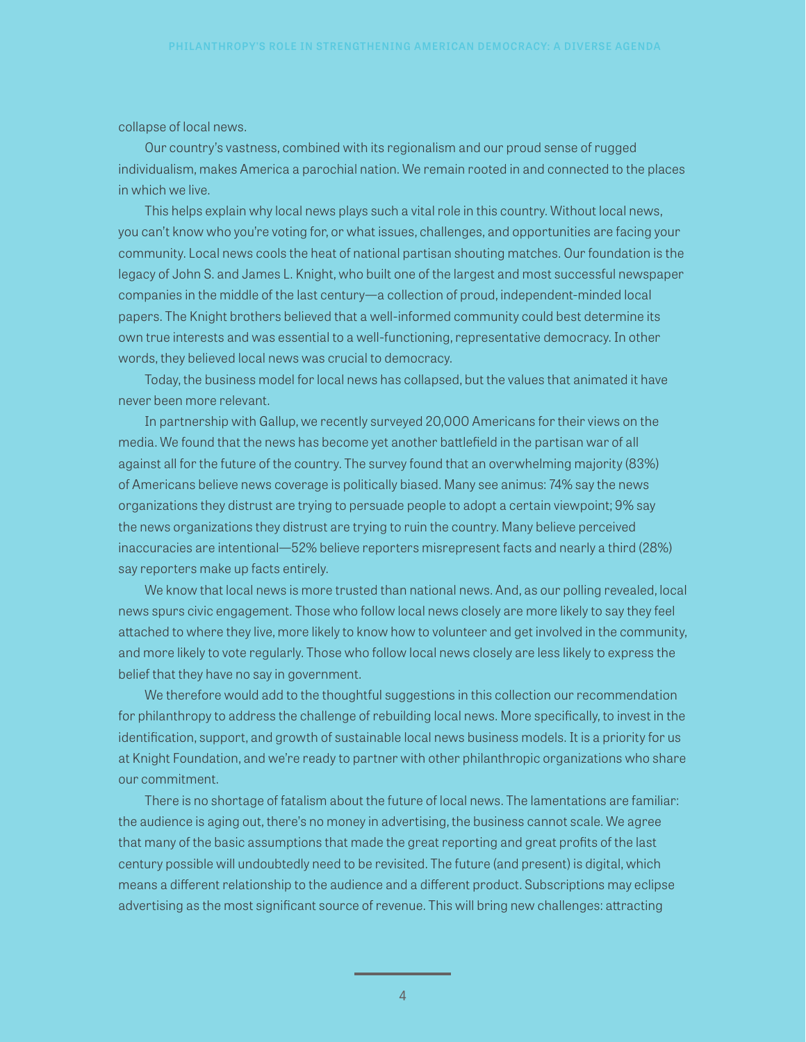collapse of local news.

Our country's vastness, combined with its regionalism and our proud sense of rugged individualism, makes America a parochial nation. We remain rooted in and connected to the places in which we live.

This helps explain why local news plays such a vital role in this country. Without local news, you can't know who you're voting for, or what issues, challenges, and opportunities are facing your community. Local news cools the heat of national partisan shouting matches. Our foundation is the legacy of John S. and James L. Knight, who built one of the largest and most successful newspaper companies in the middle of the last century—a collection of proud, independent-minded local papers. The Knight brothers believed that a well-informed community could best determine its own true interests and was essential to a well-functioning, representative democracy. In other words, they believed local news was crucial to democracy.

Today, the business model for local news has collapsed, but the values that animated it have never been more relevant.

In partnership with Gallup, we recently surveyed 20,000 Americans for their views on the media. We found that the news has become yet another battlefield in the partisan war of all against all for the future of the country. The survey found that an overwhelming majority (83%) of Americans believe news coverage is politically biased. Many see animus: 74% say the news organizations they distrust are trying to persuade people to adopt a certain viewpoint; 9% say the news organizations they distrust are trying to ruin the country. Many believe perceived inaccuracies are intentional—52% believe reporters misrepresent facts and nearly a third (28%) say reporters make up facts entirely.

We know that local news is more trusted than national news. And, as our polling revealed, local news spurs civic engagement. Those who follow local news closely are more likely to say they feel attached to where they live, more likely to know how to volunteer and get involved in the community, and more likely to vote regularly. Those who follow local news closely are less likely to express the belief that they have no say in government.

We therefore would add to the thoughtful suggestions in this collection our recommendation for philanthropy to address the challenge of rebuilding local news. More specifically, to invest in the identification, support, and growth of sustainable local news business models. It is a priority for us at Knight Foundation, and we're ready to partner with other philanthropic organizations who share our commitment.

There is no shortage of fatalism about the future of local news. The lamentations are familiar: the audience is aging out, there's no money in advertising, the business cannot scale. We agree that many of the basic assumptions that made the great reporting and great profits of the last century possible will undoubtedly need to be revisited. The future (and present) is digital, which means a different relationship to the audience and a different product. Subscriptions may eclipse advertising as the most significant source of revenue. This will bring new challenges: attracting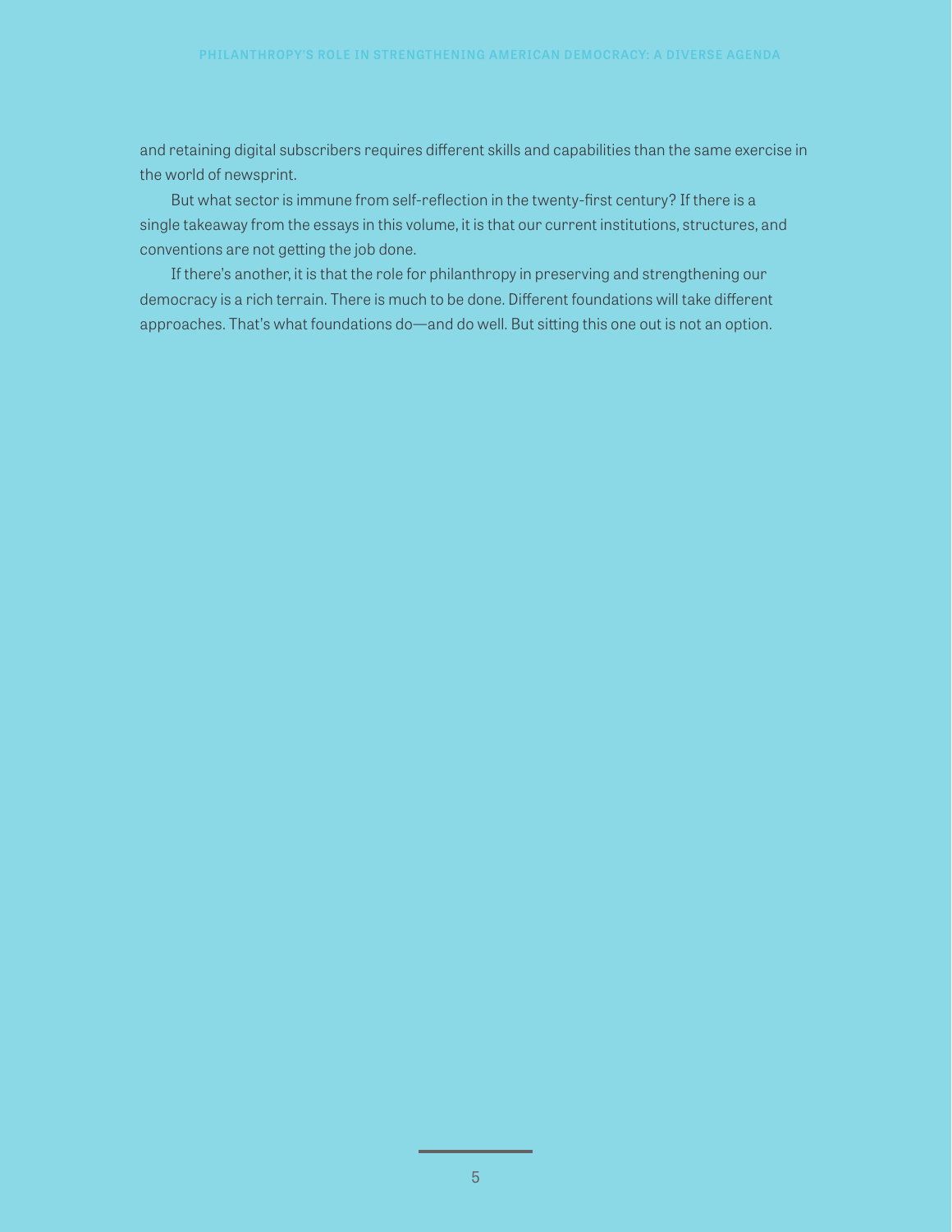and retaining digital subscribers requires different skills and capabilities than the same exercise in the world of newsprint.

But what sector is immune from self-reflection in the twenty-first century? If there is a single takeaway from the essays in this volume, it is that our current institutions, structures, and conventions are not getting the job done.

If there's another, it is that the role for philanthropy in preserving and strengthening our democracy is a rich terrain. There is much to be done. Different foundations will take different approaches. That's what foundations do—and do well. But sitting this one out is not an option.